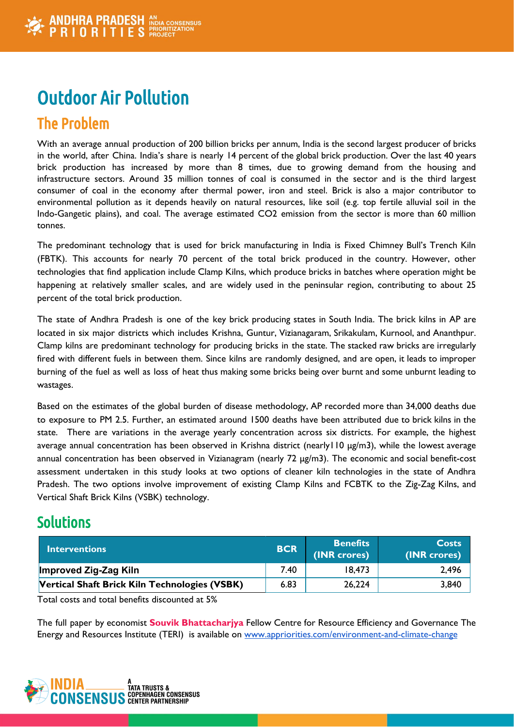# Outdoor Air Pollution

## The Problem

With an average annual production of 200 billion bricks per annum, India is the second largest producer of bricks in the world, after China. India's share is nearly 14 percent of the global brick production. Over the last 40 years brick production has increased by more than 8 times, due to growing demand from the housing and infrastructure sectors. Around 35 million tonnes of coal is consumed in the sector and is the third largest consumer of coal in the economy after thermal power, iron and steel. Brick is also a major contributor to environmental pollution as it depends heavily on natural resources, like soil (e.g. top fertile alluvial soil in the Indo-Gangetic plains), and coal. The average estimated $CO_2$ emission from the sector is more than 60 million tonnes.

The predominant technology that is used for brick manufacturing in India is Fixed Chimney Bull's Trench Kiln (FBTK). This accounts for nearly 70 percent of the total brick produced in the country. However, other technologies that find application include Clamp Kilns, which produce bricks in batches where operation might be happening at relatively smaller scales, and are widely used in the peninsular region, contributing to about 25 percent of the total brick production.

The state of Andhra Pradesh is one of the key brick producing states in South India. The brick kilns in AP are located in six major districts which includes Krishna, Guntur, Vizianagaram, Srikakulam, Kurnool, and Ananthpur. Clamp kilns are predominant technology for producing bricks in the state. The stacked raw bricks are irregularly fired with different fuels in between them. Since kilns are randomly designed, and are open, it leads to improper burning of the fuel as well as loss of heat thus making some bricks being over burnt and some unburnt leading to wastages.

Based on the estimates of the global burden of disease methodology, AP recorded more than 34,000 deaths due to exposure to PM 2.5. Further, an estimated around 1500 deaths have been attributed due to brick kilns in the state. There are variations in the average yearly concentration across six districts. For example, the highest average annual concentration has been observed in Krishna district (nearly110 μg/m3), while the lowest average annual concentration has been observed in Vizianagram (nearly 72 μg/m3). The economic and social benefit-cost assessment undertaken in this study looks at two options of cleaner kiln technologies in the state of Andhra Pradesh. The two options involve improvement of existing Clamp Kilns and FCBTK to the Zig-Zag Kilns, and Vertical Shaft Brick Kilns (VSBK) technology.

## Solutions

| Interventions | BCR | Benefits (INR crores) | Costs (INR crores) |
|---|---|---|---|
| **Improved Zig-Zag Kiln** | 7.40 | 18,473 | 2,496 |
| **Vertical Shaft Brick Kiln Technologies (VSBK)** | 6.83 | 26,224 | 3,840 |

Total costs and total benefits discounted at 5%

The full paper by economist **Souvik Bhattacharjya** Fellow Centre for Resource Efficiency and Governance The Energy and Resources Institute (TERI) is available on www.apriorities.com/environment-and-climate-change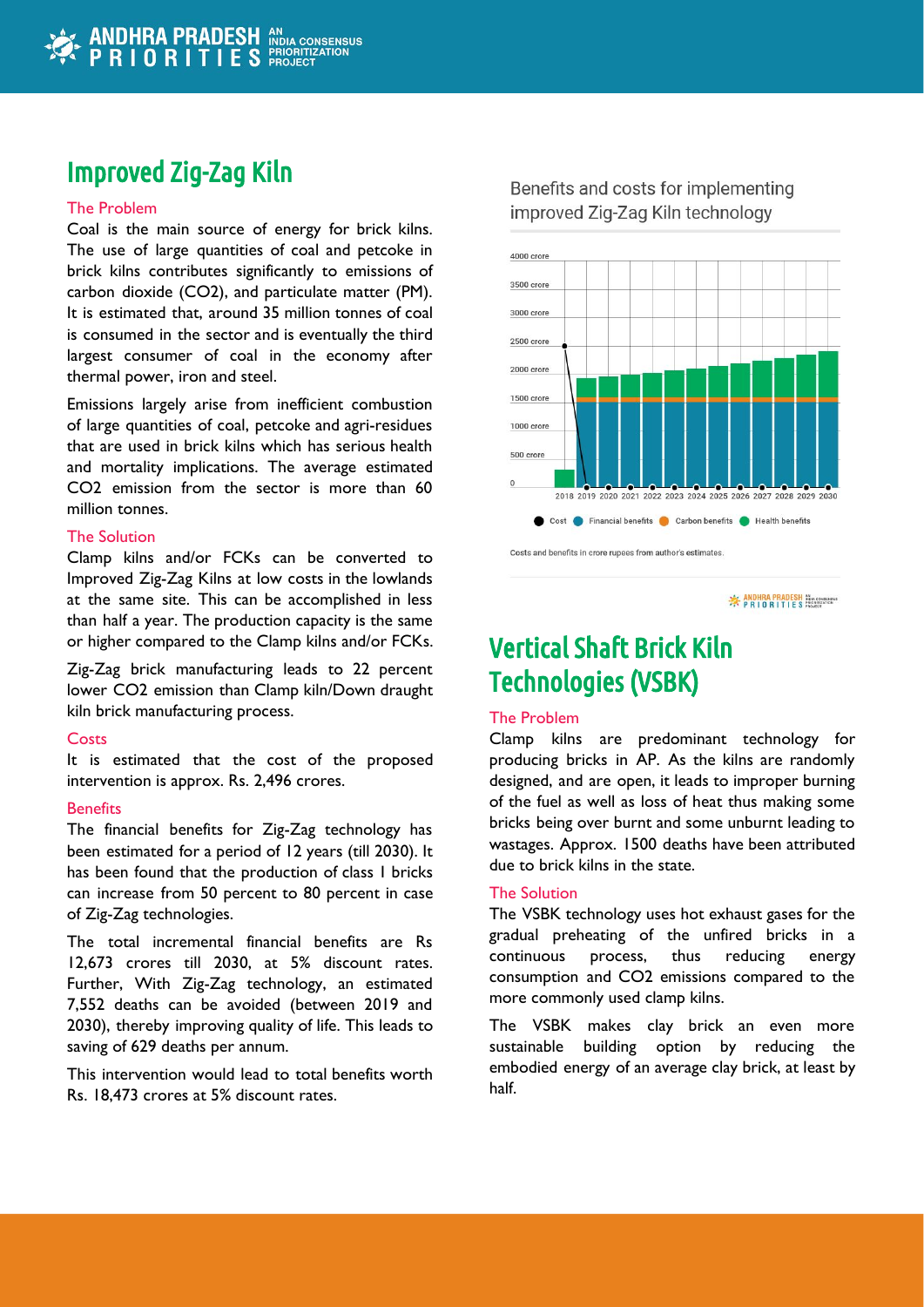## Improved Zig-Zag Kiln

### The Problem

Coal is the main source of energy for brick kilns. The use of large quantities of coal and petcoke in brick kilns contributes significantly to emissions of carbon dioxide ($CO_2$), and particulate matter (PM). It is estimated that, around 35 million tonnes of coal is consumed in the sector and is eventually the third largest consumer of coal in the economy after thermal power, iron and steel.

Emissions largely arise from inefficient combustion of large quantities of coal, petcoke and agri-residues that are used in brick kilns which has serious health and mortality implications. The average estimated $CO_2$ emission from the sector is more than 60 million tonnes.

### The Solution

Clamp kilns and/or FCKs can be converted to Improved Zig-Zag Kilns at low costs in the lowlands at the same site. This can be accomplished in less than half a year. The production capacity is the same or higher compared to the Clamp kilns and/or FCKs.

Zig-Zag brick manufacturing leads to 22 percent lower $CO_2$ emission than Clamp kiln/Down draught kiln brick manufacturing process.

### Costs

It is estimated that the cost of the proposed intervention is approx. Rs. 2,496 crores.

### Benefits

The financial benefits for Zig-Zag technology has been estimated for a period of 12 years (till 2030). It has been found that the production of class I bricks can increase from 50 percent to 80 percent in case of Zig-Zag technologies.

The total incremental financial benefits are Rs 12,673 crores till 2030, at 5% discount rates. Further, With Zig-Zag technology, an estimated 7,552 deaths can be avoided (between 2019 and 2030), thereby improving quality of life. This leads to saving of 629 deaths per annum.

This intervention would lead to total benefits worth Rs. 18,473 crores at 5% discount rates.

Benefits and costs for implementing improved Zig-Zag Kiln technology

Cost | Financial benefits | Carbon benefits | Health benefits

Costs and benefits in crore rupees from author's estimates.

## Vertical Shaft Brick Kiln Technologies (VSBK)

### The Problem

Clamp kilns are predominant technology for producing bricks in AP. As the kilns are randomly designed, and are open, it leads to improper burning of the fuel as well as loss of heat thus making some bricks being over burnt and some unburnt leading to wastages. Approx. 1500 deaths have been attributed due to brick kilns in the state.

### The Solution

The VSBK technology uses hot exhaust gases for the gradual preheating of the unfired bricks in a continuous process, thus reducing energy consumption and $CO_2$ emissions compared to the more commonly used clamp kilns.

The VSBK makes clay brick an even more sustainable building option by reducing the embodied energy of an average clay brick, at least by half.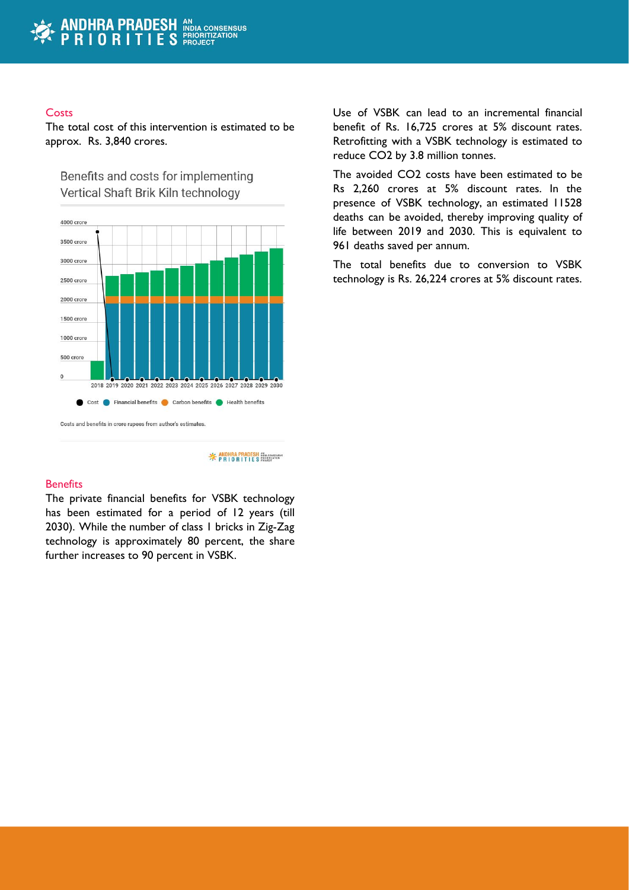### Costs

The total cost of this intervention is estimated to be approx. Rs. 3,840 crores.

Benefits and costs for implementing Vertical Shaft Brik Kiln technology

4000 crore
3500 crore
3000 crore
2500 crore
2000 crore
1500 crore
1000 crore
500 crore
0

2018 2019 2020 2021 2022 2023 2024 2025 2026 2027 2028 2029 2030

Cost · Financial benefits · Carbon benefits · Health benefits

Costs and benefits in crore rupees from author's estimates.

### Benefits

The private financial benefits for VSBK technology has been estimated for a period of 12 years (till 2030). While the number of class I bricks in Zig-Zag technology is approximately 80 percent, the share further increases to 90 percent in VSBK.

Use of VSBK can lead to an incremental financial benefit of Rs. 16,725 crores at 5% discount rates. Retrofitting with a VSBK technology is estimated to reduce $CO_2$ by 3.8 million tonnes.

The avoided $CO_2$ costs have been estimated to be Rs 2,260 crores at 5% discount rates. In the presence of VSBK technology, an estimated 11528 deaths can be avoided, thereby improving quality of life between 2019 and 2030. This is equivalent to 961 deaths saved per annum.

The total benefits due to conversion to VSBK technology is Rs. 26,224 crores at 5% discount rates.